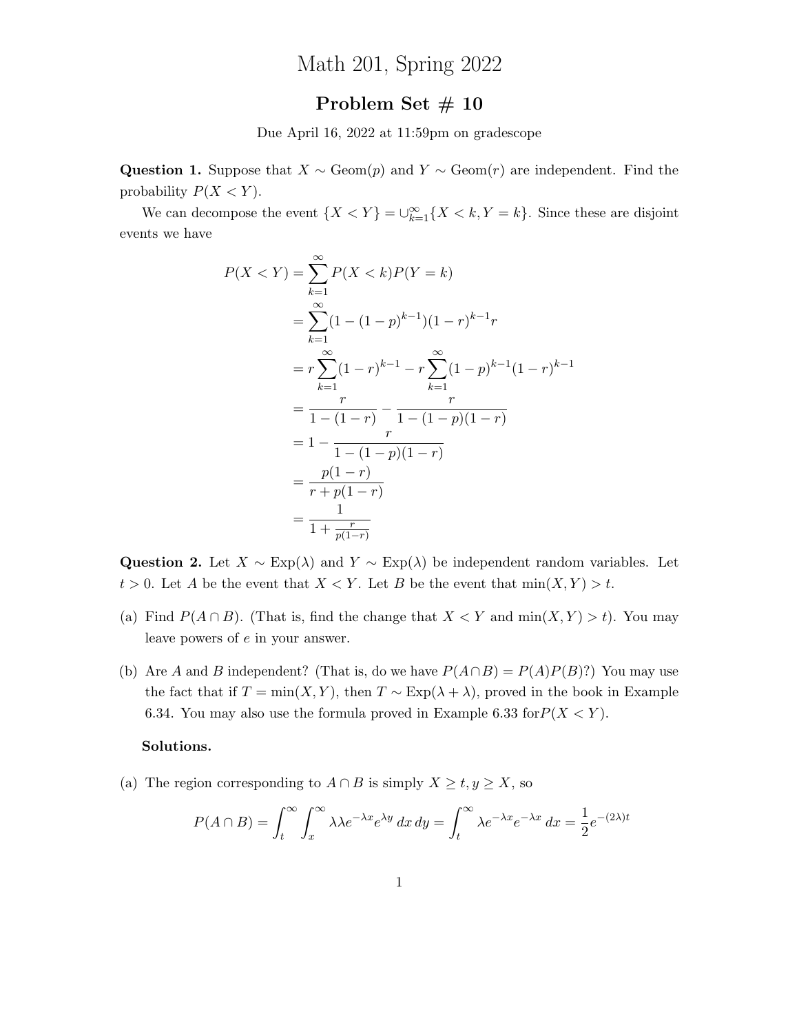# Math 201, Spring 2022

## Problem Set # 10

Due April 16, 2022 at 11:59pm on gradescope

**Question 1.** Suppose that $X \sim \text{Geom}(p)$ and $Y \sim \text{Geom}(r)$ are independent. Find the probability $P(X < Y)$.

We can decompose the event $\{X < Y\} = \cup_{k=1}^{\infty}\{X < k, Y = k\}$. Since these are disjoint events we have

$$
\begin{aligned}
P(X < Y) &= \sum_{k=1}^{\infty} P(X < k)P(Y = k) \\
&= \sum_{k=1}^{\infty}(1 - (1-p)^{k-1})(1-r)^{k-1}r \\
&= r\sum_{k=1}^{\infty}(1-r)^{k-1} - r\sum_{k=1}^{\infty}(1-p)^{k-1}(1-r)^{k-1} \\
&= \frac{r}{1-(1-r)} - \frac{r}{1-(1-p)(1-r)} \\
&= 1 - \frac{r}{1-(1-p)(1-r)} \\
&= \frac{p(1-r)}{r + p(1-r)} \\
&= \frac{1}{1 + \frac{r}{p(1-r)}}
\end{aligned}
$$

**Question 2.** Let $X \sim \text{Exp}(\lambda)$ and $Y \sim \text{Exp}(\lambda)$ be independent random variables. Let $t > 0$. Let $A$ be the event that $X < Y$. Let $B$ be the event that $\min(X, Y) > t$.

(a) Find $P(A \cap B)$. (That is, find the change that $X < Y$ and $\min(X, Y) > t$). You may leave powers of $e$ in your answer.

(b) Are $A$ and $B$ independent? (That is, do we have $P(A \cap B) = P(A)P(B)$?) You may use the fact that if $T = \min(X, Y)$, then $T \sim \text{Exp}(\lambda + \lambda)$, proved in the book in Example 6.34. You may also use the formula proved in Example 6.33 for$P(X < Y)$.

**Solutions.**

(a) The region corresponding to $A \cap B$ is simply $X \geq t, y \geq X$, so

$$
P(A \cap B) = \int_t^{\infty}\int_x^{\infty} \lambda\lambda e^{-\lambda x}e^{\lambda y}\,dx\,dy = \int_t^{\infty} \lambda e^{-\lambda x}e^{-\lambda x}\,dx = \frac{1}{2}e^{-(2\lambda)t}
$$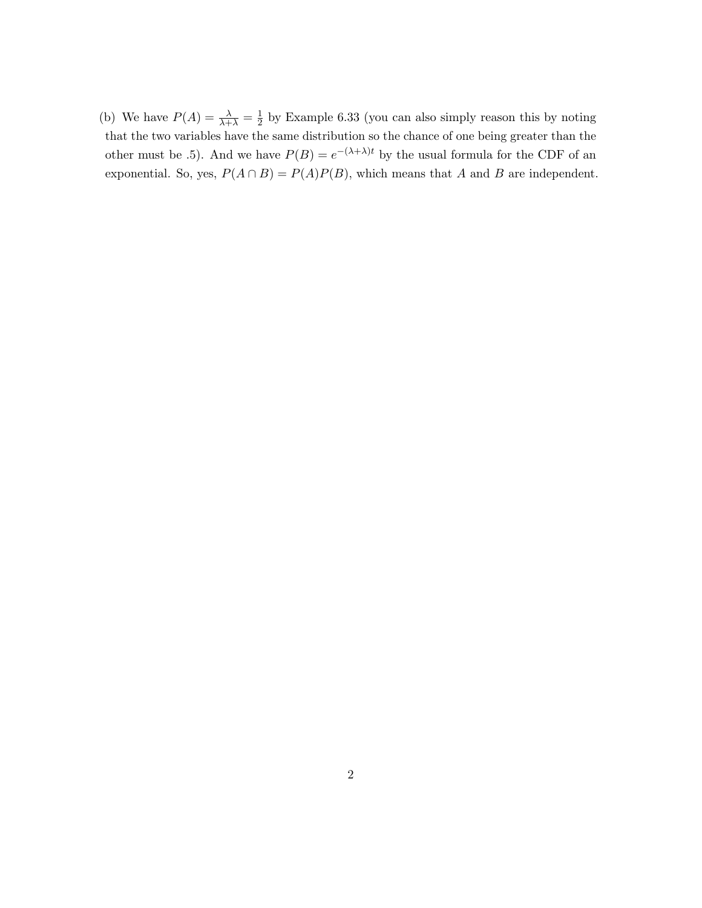(b) We have $P(A) = \frac{\lambda}{\lambda+\lambda} = \frac{1}{2}$ by Example 6.33 (you can also simply reason this by noting that the two variables have the same distribution so the chance of one being greater than the other must be .5). And we have $P(B) = e^{-(\lambda+\lambda)t}$ by the usual formula for the CDF of an exponential. So, yes, $P(A \cap B) = P(A)P(B)$, which means that $A$ and $B$ are independent.